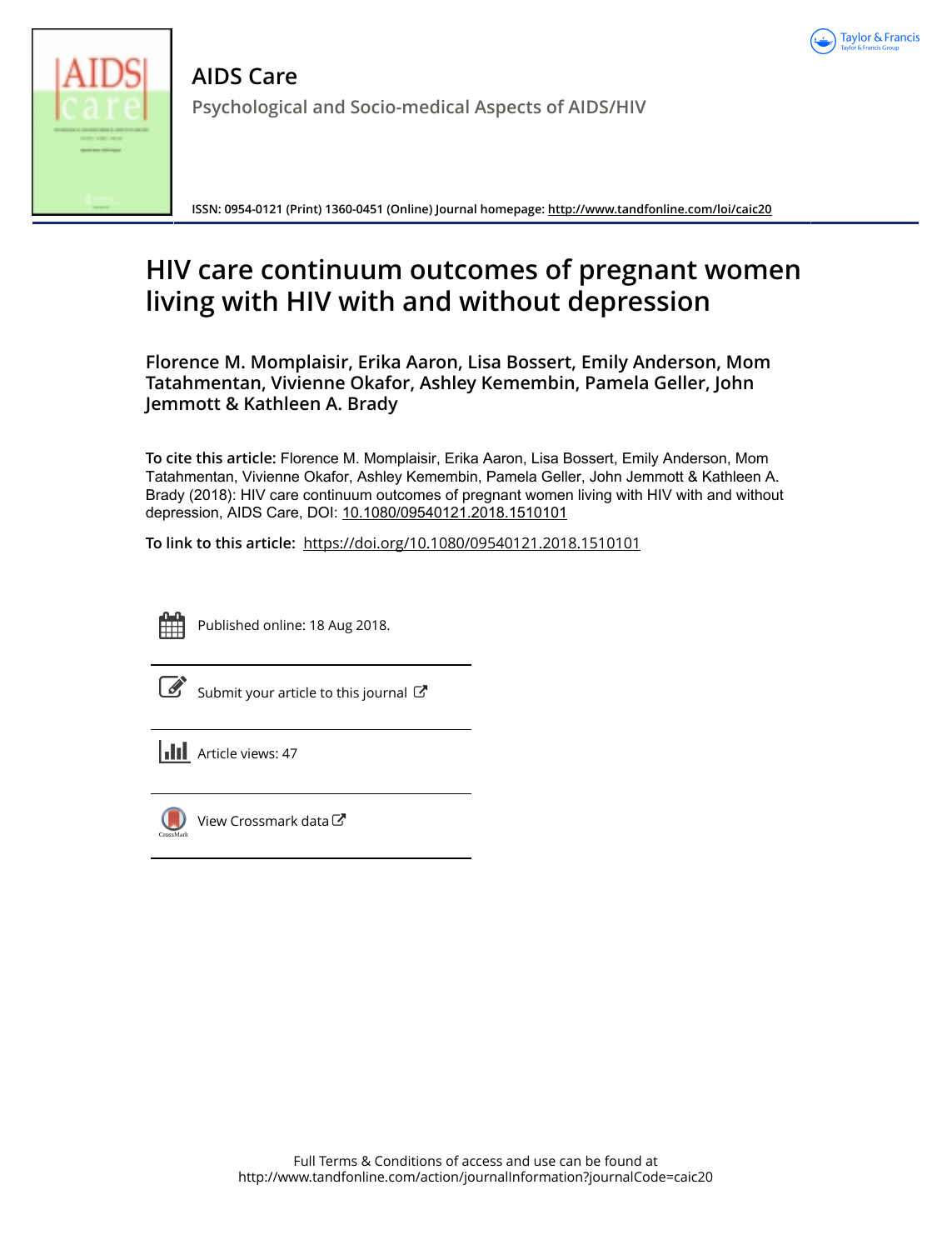# AIDS Care

Psychological and Socio-medical Aspects of AIDS/HIV

ISSN: 0954-0121 (Print) 1360-0451 (Online) Journal homepage: http://www.tandfonline.com/loi/caic20

# HIV care continuum outcomes of pregnant women living with HIV with and without depression

**Florence M. Momplaisir, Erika Aaron, Lisa Bossert, Emily Anderson, Mom Tatahmentan, Vivienne Okafor, Ashley Kemembin, Pamela Geller, John Jemmott & Kathleen A. Brady**

**To cite this article:** Florence M. Momplaisir, Erika Aaron, Lisa Bossert, Emily Anderson, Mom Tatahmentan, Vivienne Okafor, Ashley Kemembin, Pamela Geller, John Jemmott & Kathleen A. Brady (2018): HIV care continuum outcomes of pregnant women living with HIV with and without depression, AIDS Care, DOI: 10.1080/09540121.2018.1510101

**To link to this article:** https://doi.org/10.1080/09540121.2018.1510101

Published online: 18 Aug 2018.

Submit your article to this journal

Article views: 47

View Crossmark data

Full Terms & Conditions of access and use can be found at http://www.tandfonline.com/action/journalInformation?journalCode=caic20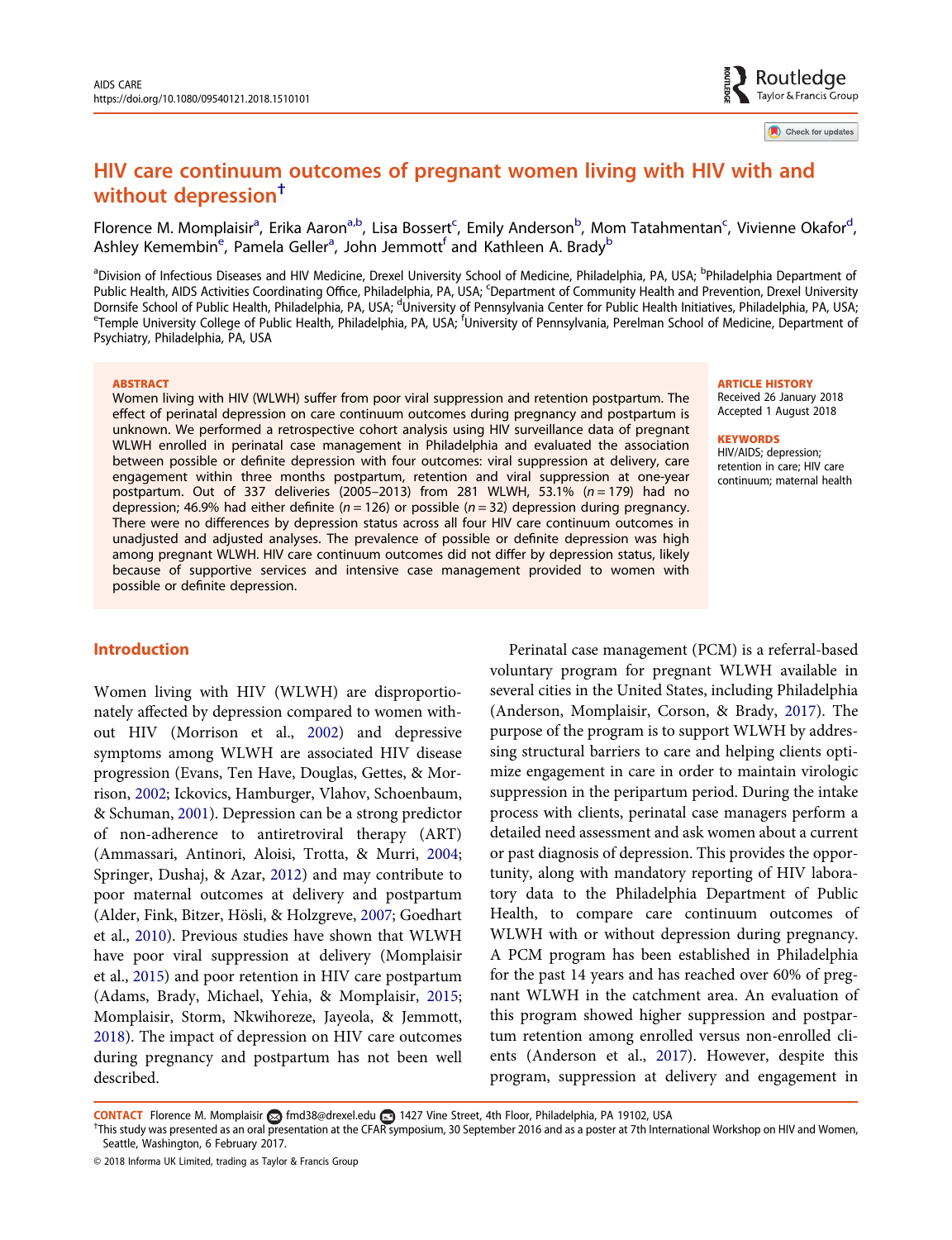# HIV care continuum outcomes of pregnant women living with HIV with and without depression†

Florence M. Momplaisir[a], Erika Aaron[a,b], Lisa Bossert[c], Emily Anderson[b], Mom Tatahmentan[c], Vivienne Okafor[d], Ashley Kemembin[e], Pamela Geller[a], John Jemmott[f] and Kathleen A. Brady[b]

[a]Division of Infectious Diseases and HIV Medicine, Drexel University School of Medicine, Philadelphia, PA, USA; [b]Philadelphia Department of Public Health, AIDS Activities Coordinating Office, Philadelphia, PA, USA; [c]Department of Community Health and Prevention, Drexel University Dornsife School of Public Health, Philadelphia, PA, USA; [d]University of Pennsylvania Center for Public Health Initiatives, Philadelphia, PA, USA; [e]Temple University College of Public Health, Philadelphia, PA, USA; [f]University of Pennsylvania, Perelman School of Medicine, Department of Psychiatry, Philadelphia, PA, USA

## ABSTRACT

Women living with HIV (WLWH) suffer from poor viral suppression and retention postpartum. The effect of perinatal depression on care continuum outcomes during pregnancy and postpartum is unknown. We performed a retrospective cohort analysis using HIV surveillance data of pregnant WLWH enrolled in perinatal case management in Philadelphia and evaluated the association between possible or definite depression with four outcomes: viral suppression at delivery, care engagement within three months postpartum, retention and viral suppression at one-year postpartum. Out of 337 deliveries (2005–2013) from 281 WLWH, 53.1% ($n = 179$) had no depression; 46.9% had either definite ($n = 126$) or possible ($n = 32$) depression during pregnancy. There were no differences by depression status across all four HIV care continuum outcomes in unadjusted and adjusted analyses. The prevalence of possible or definite depression was high among pregnant WLWH. HIV care continuum outcomes did not differ by depression status, likely because of supportive services and intensive case management provided to women with possible or definite depression.

**ARTICLE HISTORY**
Received 26 January 2018
Accepted 1 August 2018

**KEYWORDS**
HIV/AIDS; depression; retention in care; HIV care continuum; maternal health

## Introduction

Women living with HIV (WLWH) are disproportionately affected by depression compared to women without HIV (Morrison et al., 2002) and depressive symptoms among WLWH are associated HIV disease progression (Evans, Ten Have, Douglas, Gettes, & Morrison, 2002; Ickovics, Hamburger, Vlahov, Schoenbaum, & Schuman, 2001). Depression can be a strong predictor of non-adherence to antiretroviral therapy (ART) (Ammassari, Antinori, Aloisi, Trotta, & Murri, 2004; Springer, Dushaj, & Azar, 2012) and may contribute to poor maternal outcomes at delivery and postpartum (Alder, Fink, Bitzer, Hösli, & Holzgreve, 2007; Goedhart et al., 2010). Previous studies have shown that WLWH have poor viral suppression at delivery (Momplaisir et al., 2015) and poor retention in HIV care postpartum (Adams, Brady, Michael, Yehia, & Momplaisir, 2015; Momplaisir, Storm, Nkwihoreze, Jayeola, & Jemmott, 2018). The impact of depression on HIV care outcomes during pregnancy and postpartum has not been well described.

Perinatal case management (PCM) is a referral-based voluntary program for pregnant WLWH available in several cities in the United States, including Philadelphia (Anderson, Momplaisir, Corson, & Brady, 2017). The purpose of the program is to support WLWH by addressing structural barriers to care and helping clients optimize engagement in care in order to maintain virologic suppression in the peripartum period. During the intake process with clients, perinatal case managers perform a detailed need assessment and ask women about a current or past diagnosis of depression. This provides the opportunity, along with mandatory reporting of HIV laboratory data to the Philadelphia Department of Public Health, to compare care continuum outcomes of WLWH with or without depression during pregnancy. A PCM program has been established in Philadelphia for the past 14 years and has reached over 60% of pregnant WLWH in the catchment area. An evaluation of this program showed higher suppression and postpartum retention among enrolled versus non-enrolled clients (Anderson et al., 2017). However, despite this program, suppression at delivery and engagement in

**CONTACT** Florence M. Momplaisir fmd38@drexel.edu 1427 Vine Street, 4th Floor, Philadelphia, PA 19102, USA

†This study was presented as an oral presentation at the CFAR symposium, 30 September 2016 and as a poster at 7th International Workshop on HIV and Women, Seattle, Washington, 6 February 2017.

© 2018 Informa UK Limited, trading as Taylor & Francis Group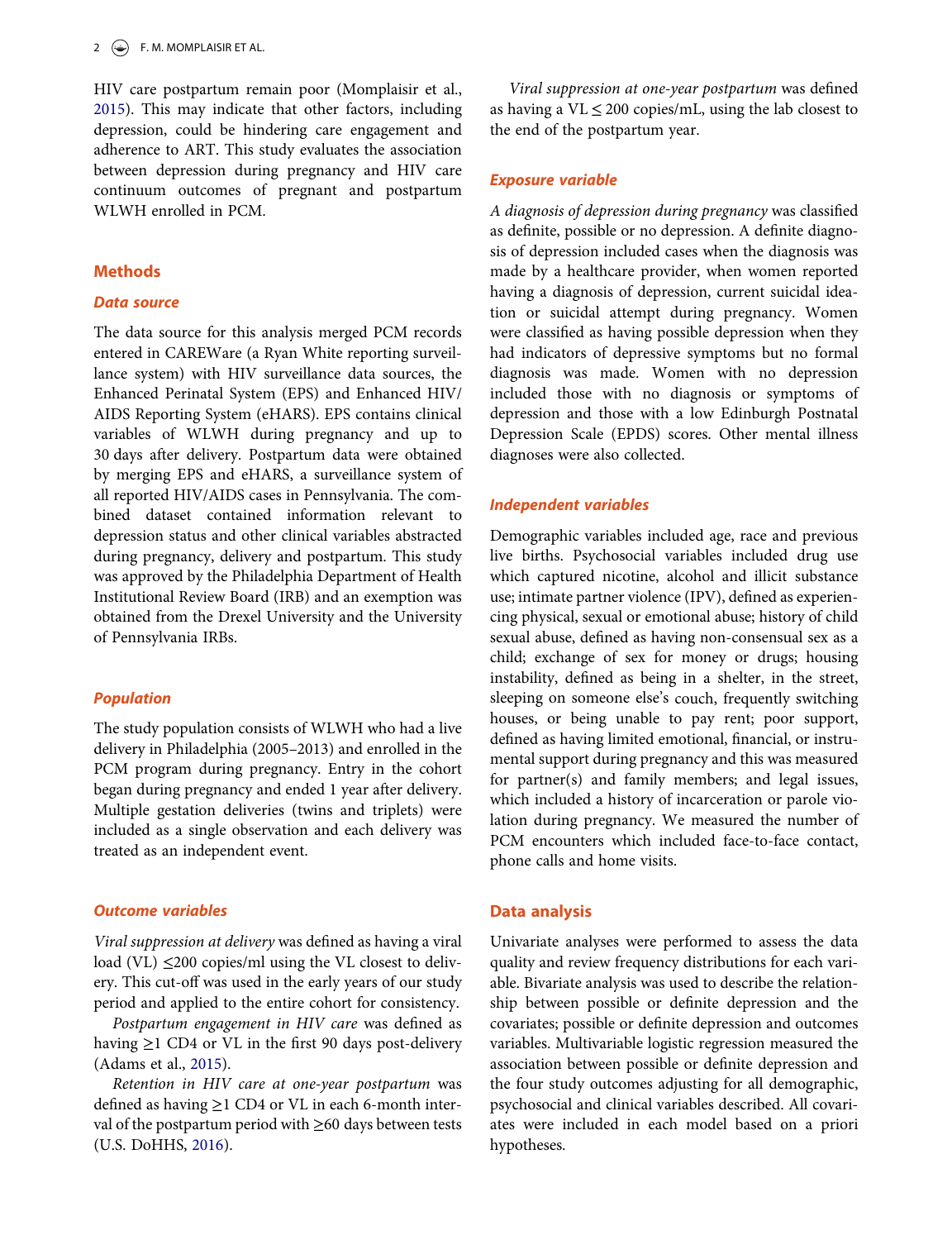HIV care postpartum remain poor (Momplaisir et al., 2015). This may indicate that other factors, including depression, could be hindering care engagement and adherence to ART. This study evaluates the association between depression during pregnancy and HIV care continuum outcomes of pregnant and postpartum WLWH enrolled in PCM.

## Methods

### Data source

The data source for this analysis merged PCM records entered in CAREWare (a Ryan White reporting surveillance system) with HIV surveillance data sources, the Enhanced Perinatal System (EPS) and Enhanced HIV/AIDS Reporting System (eHARS). EPS contains clinical variables of WLWH during pregnancy and up to 30 days after delivery. Postpartum data were obtained by merging EPS and eHARS, a surveillance system of all reported HIV/AIDS cases in Pennsylvania. The combined dataset contained information relevant to depression status and other clinical variables abstracted during pregnancy, delivery and postpartum. This study was approved by the Philadelphia Department of Health Institutional Review Board (IRB) and an exemption was obtained from the Drexel University and the University of Pennsylvania IRBs.

### Population

The study population consists of WLWH who had a live delivery in Philadelphia (2005–2013) and enrolled in the PCM program during pregnancy. Entry in the cohort began during pregnancy and ended 1 year after delivery. Multiple gestation deliveries (twins and triplets) were included as a single observation and each delivery was treated as an independent event.

### Outcome variables

*Viral suppression at delivery* was defined as having a viral load (VL) ≤200 copies/ml using the VL closest to delivery. This cut-off was used in the early years of our study period and applied to the entire cohort for consistency.

*Postpartum engagement in HIV care* was defined as having ≥1 CD4 or VL in the first 90 days post-delivery (Adams et al., 2015).

*Retention in HIV care at one-year postpartum* was defined as having ≥1 CD4 or VL in each 6-month interval of the postpartum period with ≥60 days between tests (U.S. DoHHS, 2016).

*Viral suppression at one-year postpartum* was defined as having a VL ≤ 200 copies/mL, using the lab closest to the end of the postpartum year.

### Exposure variable

*A diagnosis of depression during pregnancy* was classified as definite, possible or no depression. A definite diagnosis of depression included cases when the diagnosis was made by a healthcare provider, when women reported having a diagnosis of depression, current suicidal ideation or suicidal attempt during pregnancy. Women were classified as having possible depression when they had indicators of depressive symptoms but no formal diagnosis was made. Women with no depression included those with no diagnosis or symptoms of depression and those with a low Edinburgh Postnatal Depression Scale (EPDS) scores. Other mental illness diagnoses were also collected.

### Independent variables

Demographic variables included age, race and previous live births. Psychosocial variables included drug use which captured nicotine, alcohol and illicit substance use; intimate partner violence (IPV), defined as experiencing physical, sexual or emotional abuse; history of child sexual abuse, defined as having non-consensual sex as a child; exchange of sex for money or drugs; housing instability, defined as being in a shelter, in the street, sleeping on someone else's couch, frequently switching houses, or being unable to pay rent; poor support, defined as having limited emotional, financial, or instrumental support during pregnancy and this was measured for partner(s) and family members; and legal issues, which included a history of incarceration or parole violation during pregnancy. We measured the number of PCM encounters which included face-to-face contact, phone calls and home visits.

## Data analysis

Univariate analyses were performed to assess the data quality and review frequency distributions for each variable. Bivariate analysis was used to describe the relationship between possible or definite depression and the covariates; possible or definite depression and outcomes variables. Multivariable logistic regression measured the association between possible or definite depression and the four study outcomes adjusting for all demographic, psychosocial and clinical variables described. All covariates were included in each model based on a priori hypotheses.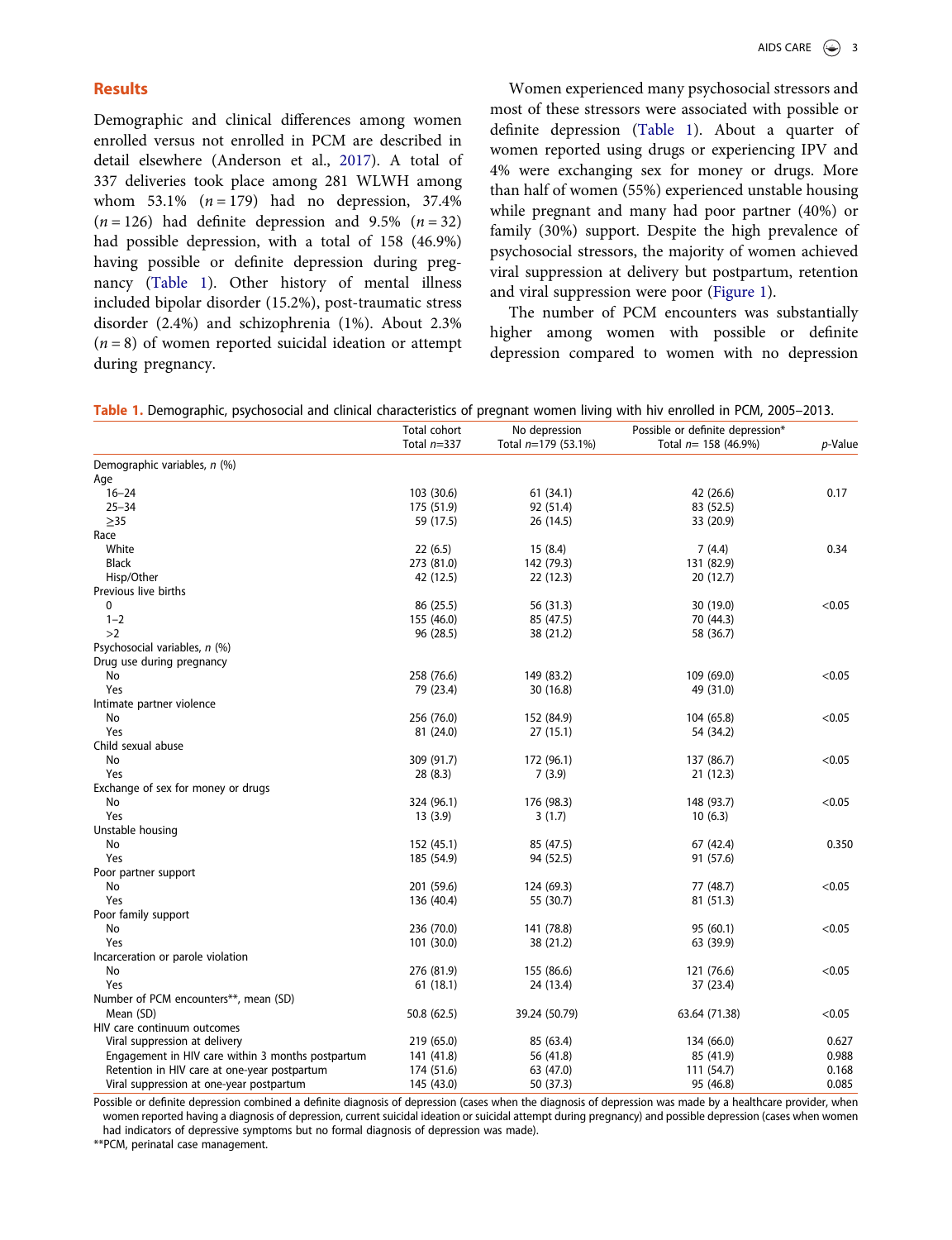## Results

Demographic and clinical differences among women enrolled versus not enrolled in PCM are described in detail elsewhere (Anderson et al., 2017). A total of 337 deliveries took place among 281 WLWH among whom 53.1% ($n = 179$) had no depression, 37.4% ($n = 126$) had definite depression and 9.5% ($n = 32$) had possible depression, with a total of 158 (46.9%) having possible or definite depression during pregnancy (Table 1). Other history of mental illness included bipolar disorder (15.2%), post-traumatic stress disorder (2.4%) and schizophrenia (1%). About 2.3% ($n = 8$) of women reported suicidal ideation or attempt during pregnancy.

Women experienced many psychosocial stressors and most of these stressors were associated with possible or definite depression (Table 1). About a quarter of women reported using drugs or experiencing IPV and 4% were exchanging sex for money or drugs. More than half of women (55%) experienced unstable housing while pregnant and many had poor partner (40%) or family (30%) support. Despite the high prevalence of psychosocial stressors, the majority of women achieved viral suppression at delivery but postpartum, retention and viral suppression were poor (Figure 1).

The number of PCM encounters was substantially higher among women with possible or definite depression compared to women with no depression

**Table 1.** Demographic, psychosocial and clinical characteristics of pregnant women living with hiv enrolled in PCM, 2005–2013.

| | Total cohort Total $n$=337 | No depression Total $n$=179 (53.1%) | Possible or definite depression* Total $n$= 158 (46.9%) | $p$-Value |
|---|---|---|---|---|
| Demographic variables, $n$ (%) | | | | |
| Age | | | | |
| 16–24 | 103 (30.6) | 61 (34.1) | 42 (26.6) | 0.17 |
| 25–34 | 175 (51.9) | 92 (51.4) | 83 (52.5) | |
| ≥35 | 59 (17.5) | 26 (14.5) | 33 (20.9) | |
| Race | | | | |
| White | 22 (6.5) | 15 (8.4) | 7 (4.4) | 0.34 |
| Black | 273 (81.0) | 142 (79.3) | 131 (82.9) | |
| Hisp/Other | 42 (12.5) | 22 (12.3) | 20 (12.7) | |
| Previous live births | | | | |
| 0 | 86 (25.5) | 56 (31.3) | 30 (19.0) | <0.05 |
| 1–2 | 155 (46.0) | 85 (47.5) | 70 (44.3) | |
| >2 | 96 (28.5) | 38 (21.2) | 58 (36.7) | |
| Psychosocial variables, $n$ (%) | | | | |
| Drug use during pregnancy | | | | |
| No | 258 (76.6) | 149 (83.2) | 109 (69.0) | <0.05 |
| Yes | 79 (23.4) | 30 (16.8) | 49 (31.0) | |
| Intimate partner violence | | | | |
| No | 256 (76.0) | 152 (84.9) | 104 (65.8) | <0.05 |
| Yes | 81 (24.0) | 27 (15.1) | 54 (34.2) | |
| Child sexual abuse | | | | |
| No | 309 (91.7) | 172 (96.1) | 137 (86.7) | <0.05 |
| Yes | 28 (8.3) | 7 (3.9) | 21 (12.3) | |
| Exchange of sex for money or drugs | | | | |
| No | 324 (96.1) | 176 (98.3) | 148 (93.7) | <0.05 |
| Yes | 13 (3.9) | 3 (1.7) | 10 (6.3) | |
| Unstable housing | | | | |
| No | 152 (45.1) | 85 (47.5) | 67 (42.4) | 0.350 |
| Yes | 185 (54.9) | 94 (52.5) | 91 (57.6) | |
| Poor partner support | | | | |
| No | 201 (59.6) | 124 (69.3) | 77 (48.7) | <0.05 |
| Yes | 136 (40.4) | 55 (30.7) | 81 (51.3) | |
| Poor family support | | | | |
| No | 236 (70.0) | 141 (78.8) | 95 (60.1) | <0.05 |
| Yes | 101 (30.0) | 38 (21.2) | 63 (39.9) | |
| Incarceration or parole violation | | | | |
| No | 276 (81.9) | 155 (86.6) | 121 (76.6) | <0.05 |
| Yes | 61 (18.1) | 24 (13.4) | 37 (23.4) | |
| Number of PCM encounters**, mean (SD) | | | | |
| Mean (SD) | 50.8 (62.5) | 39.24 (50.79) | 63.64 (71.38) | <0.05 |
| HIV care continuum outcomes | | | | |
| Viral suppression at delivery | 219 (65.0) | 85 (63.4) | 134 (66.0) | 0.627 |
| Engagement in HIV care within 3 months postpartum | 141 (41.8) | 56 (41.8) | 85 (41.9) | 0.988 |
| Retention in HIV care at one-year postpartum | 174 (51.6) | 63 (47.0) | 111 (54.7) | 0.168 |
| Viral suppression at one-year postpartum | 145 (43.0) | 50 (37.3) | 95 (46.8) | 0.085 |

Possible or definite depression combined a definite diagnosis of depression (cases when the diagnosis of depression was made by a healthcare provider, when women reported having a diagnosis of depression, current suicidal ideation or suicidal attempt during pregnancy) and possible depression (cases when women had indicators of depressive symptoms but no formal diagnosis of depression was made).

**PCM, perinatal case management.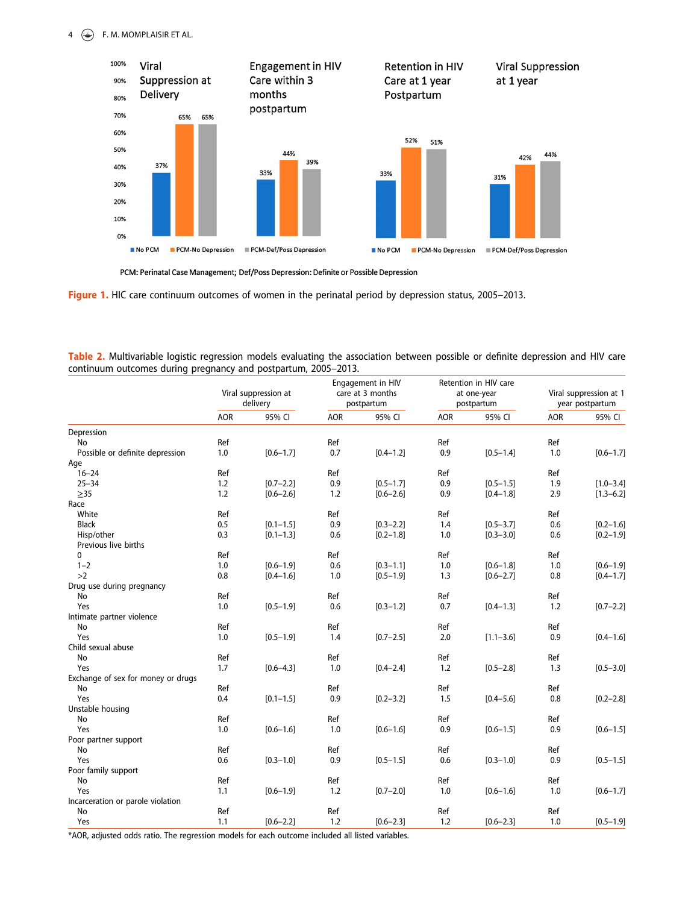PCM: Perinatal Case Management; Def/Poss Depression: Definite or Possible Depression

**Figure 1.** HIC care continuum outcomes of women in the perinatal period by depression status, 2005–2013.

**Table 2.** Multivariable logistic regression models evaluating the association between possible or definite depression and HIV care continuum outcomes during pregnancy and postpartum, 2005–2013.

| | Viral suppression at delivery | | Engagement in HIV care at 3 months postpartum | | Retention in HIV care at one-year postpartum | | Viral suppression at 1 year postpartum | |
|---|---|---|---|---|---|---|---|---|
| | AOR | 95% CI | AOR | 95% CI | AOR | 95% CI | AOR | 95% CI |
| Depression | | | | | | | | |
| No | Ref | | Ref | | Ref | | Ref | |
| Possible or definite depression | 1.0 | [0.6–1.7] | 0.7 | [0.4–1.2] | 0.9 | [0.5–1.4] | 1.0 | [0.6–1.7] |
| Age | | | | | | | | |
| 16–24 | Ref | | Ref | | Ref | | Ref | |
| 25–34 | 1.2 | [0.7–2.2] | 0.9 | [0.5–1.7] | 0.9 | [0.5–1.5] | 1.9 | [1.0–3.4] |
| ≥35 | 1.2 | [0.6–2.6] | 1.2 | [0.6–2.6] | 0.9 | [0.4–1.8] | 2.9 | [1.3–6.2] |
| Race | | | | | | | | |
| White | Ref | | Ref | | Ref | | Ref | |
| Black | 0.5 | [0.1–1.5] | 0.9 | [0.3–2.2] | 1.4 | [0.5–3.7] | 0.6 | [0.2–1.6] |
| Hisp/other | 0.3 | [0.1–1.3] | 0.6 | [0.2–1.8] | 1.0 | [0.3–3.0] | 0.6 | [0.2–1.9] |
| Previous live births | | | | | | | | |
| 0 | Ref | | Ref | | Ref | | Ref | |
| 1–2 | 1.0 | [0.6–1.9] | 0.6 | [0.3–1.1] | 1.0 | [0.6–1.8] | 1.0 | [0.6–1.9] |
| >2 | 0.8 | [0.4–1.6] | 1.0 | [0.5–1.9] | 1.3 | [0.6–2.7] | 0.8 | [0.4–1.7] |
| Drug use during pregnancy | | | | | | | | |
| No | Ref | | Ref | | Ref | | Ref | |
| Yes | 1.0 | [0.5–1.9] | 0.6 | [0.3–1.2] | 0.7 | [0.4–1.3] | 1.2 | [0.7–2.2] |
| Intimate partner violence | | | | | | | | |
| No | Ref | | Ref | | Ref | | Ref | |
| Yes | 1.0 | [0.5–1.9] | 1.4 | [0.7–2.5] | 2.0 | [1.1–3.6] | 0.9 | [0.4–1.6] |
| Child sexual abuse | | | | | | | | |
| No | Ref | | Ref | | Ref | | Ref | |
| Yes | 1.7 | [0.6–4.3] | 1.0 | [0.4–2.4] | 1.2 | [0.5–2.8] | 1.3 | [0.5–3.0] |
| Exchange of sex for money or drugs | | | | | | | | |
| No | Ref | | Ref | | Ref | | Ref | |
| Yes | 0.4 | [0.1–1.5] | 0.9 | [0.2–3.2] | 1.5 | [0.4–5.6] | 0.8 | [0.2–2.8] |
| Unstable housing | | | | | | | | |
| No | Ref | | Ref | | Ref | | Ref | |
| Yes | 1.0 | [0.6–1.6] | 1.0 | [0.6–1.6] | 0.9 | [0.6–1.5] | 0.9 | [0.6–1.5] |
| Poor partner support | | | | | | | | |
| No | Ref | | Ref | | Ref | | Ref | |
| Yes | 0.6 | [0.3–1.0] | 0.9 | [0.5–1.5] | 0.6 | [0.3–1.0] | 0.9 | [0.5–1.5] |
| Poor family support | | | | | | | | |
| No | Ref | | Ref | | Ref | | Ref | |
| Yes | 1.1 | [0.6–1.9] | 1.2 | [0.7–2.0] | 1.0 | [0.6–1.6] | 1.0 | [0.6–1.7] |
| Incarceration or parole violation | | | | | | | | |
| No | Ref | | Ref | | Ref | | Ref | |
| Yes | 1.1 | [0.6–2.2] | 1.2 | [0.6–2.3] | 1.2 | [0.6–2.3] | 1.0 | [0.5–1.9] |

*AOR, adjusted odds ratio. The regression models for each outcome included all listed variables.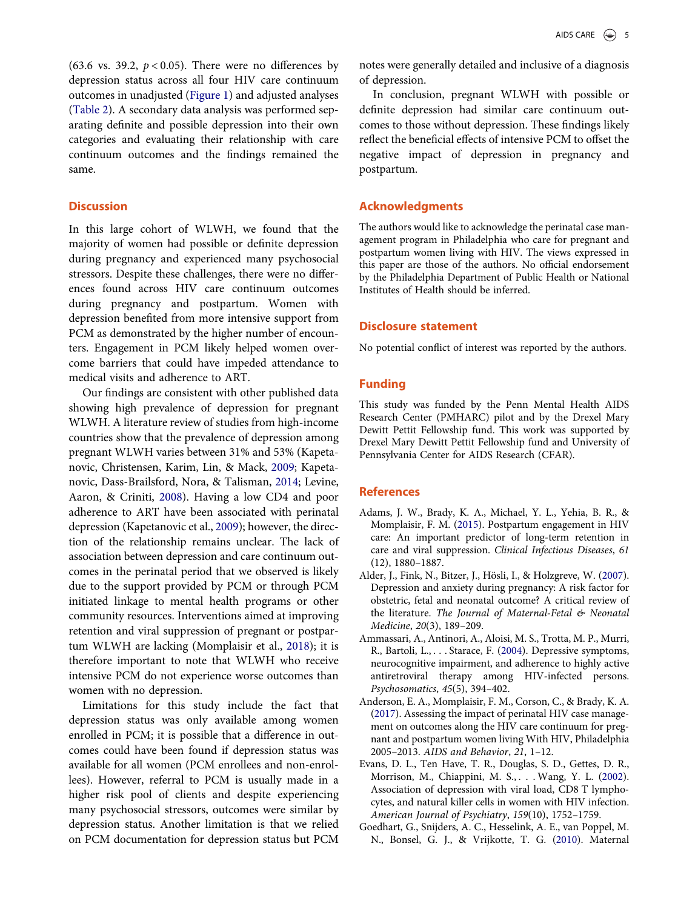(63.6 vs. 39.2, $p < 0.05$). There were no differences by depression status across all four HIV care continuum outcomes in unadjusted (Figure 1) and adjusted analyses (Table 2). A secondary data analysis was performed separating definite and possible depression into their own categories and evaluating their relationship with care continuum outcomes and the findings remained the same.

## Discussion

In this large cohort of WLWH, we found that the majority of women had possible or definite depression during pregnancy and experienced many psychosocial stressors. Despite these challenges, there were no differences found across HIV care continuum outcomes during pregnancy and postpartum. Women with depression benefited from more intensive support from PCM as demonstrated by the higher number of encounters. Engagement in PCM likely helped women overcome barriers that could have impeded attendance to medical visits and adherence to ART.

Our findings are consistent with other published data showing high prevalence of depression for pregnant WLWH. A literature review of studies from high-income countries show that the prevalence of depression among pregnant WLWH varies between 31% and 53% (Kapetanovic, Christensen, Karim, Lin, & Mack, 2009; Kapetanovic, Dass-Brailsford, Nora, & Talisman, 2014; Levine, Aaron, & Criniti, 2008). Having a low CD4 and poor adherence to ART have been associated with perinatal depression (Kapetanovic et al., 2009); however, the direction of the relationship remains unclear. The lack of association between depression and care continuum outcomes in the perinatal period that we observed is likely due to the support provided by PCM or through PCM initiated linkage to mental health programs or other community resources. Interventions aimed at improving retention and viral suppression of pregnant or postpartum WLWH are lacking (Momplaisir et al., 2018); it is therefore important to note that WLWH who receive intensive PCM do not experience worse outcomes than women with no depression.

Limitations for this study include the fact that depression status was only available among women enrolled in PCM; it is possible that a difference in outcomes could have been found if depression status was available for all women (PCM enrollees and non-enrollees). However, referral to PCM is usually made in a higher risk pool of clients and despite experiencing many psychosocial stressors, outcomes were similar by depression status. Another limitation is that we relied on PCM documentation for depression status but PCM notes were generally detailed and inclusive of a diagnosis of depression.

In conclusion, pregnant WLWH with possible or definite depression had similar care continuum outcomes to those without depression. These findings likely reflect the beneficial effects of intensive PCM to offset the negative impact of depression in pregnancy and postpartum.

## Acknowledgments

The authors would like to acknowledge the perinatal case management program in Philadelphia who care for pregnant and postpartum women living with HIV. The views expressed in this paper are those of the authors. No official endorsement by the Philadelphia Department of Public Health or National Institutes of Health should be inferred.

## Disclosure statement

No potential conflict of interest was reported by the authors.

## Funding

This study was funded by the Penn Mental Health AIDS Research Center (PMHARC) pilot and by the Drexel Mary Dewitt Pettit Fellowship fund. This work was supported by Drexel Mary Dewitt Pettit Fellowship fund and University of Pennsylvania Center for AIDS Research (CFAR).

## References

Adams, J. W., Brady, K. A., Michael, Y. L., Yehia, B. R., & Momplaisir, F. M. (2015). Postpartum engagement in HIV care: An important predictor of long-term retention in care and viral suppression. *Clinical Infectious Diseases*, *61*(12), 1880–1887.

Alder, J., Fink, N., Bitzer, J., Hösli, I., & Holzgreve, W. (2007). Depression and anxiety during pregnancy: A risk factor for obstetric, fetal and neonatal outcome? A critical review of the literature. *The Journal of Maternal-Fetal & Neonatal Medicine*, *20*(3), 189–209.

Ammassari, A., Antinori, A., Aloisi, M. S., Trotta, M. P., Murri, R., Bartoli, L., . . . Starace, F. (2004). Depressive symptoms, neurocognitive impairment, and adherence to highly active antiretroviral therapy among HIV-infected persons. *Psychosomatics*, *45*(5), 394–402.

Anderson, E. A., Momplaisir, F. M., Corson, C., & Brady, K. A. (2017). Assessing the impact of perinatal HIV case management on outcomes along the HIV care continuum for pregnant and postpartum women living With HIV, Philadelphia 2005–2013. *AIDS and Behavior*, *21*, 1–12.

Evans, D. L., Ten Have, T. R., Douglas, S. D., Gettes, D. R., Morrison, M., Chiappini, M. S., . . . Wang, Y. L. (2002). Association of depression with viral load, CD8 T lymphocytes, and natural killer cells in women with HIV infection. *American Journal of Psychiatry*, *159*(10), 1752–1759.

Goedhart, G., Snijders, A. C., Hesselink, A. E., van Poppel, M. N., Bonsel, G. J., & Vrijkotte, T. G. (2010). Maternal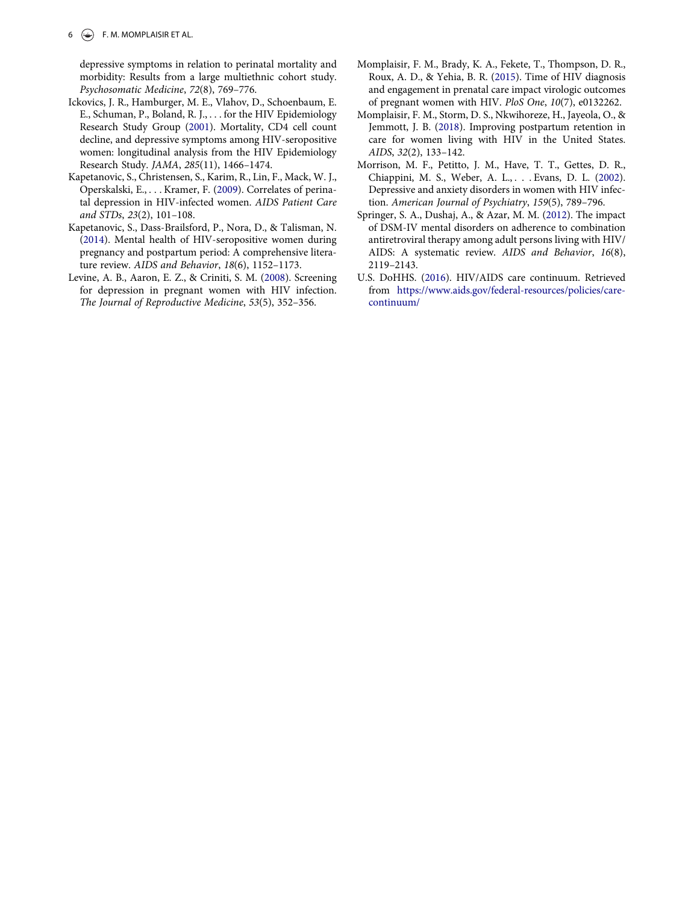depressive symptoms in relation to perinatal mortality and morbidity: Results from a large multiethnic cohort study. *Psychosomatic Medicine*, *72*(8), 769–776.

Ickovics, J. R., Hamburger, M. E., Vlahov, D., Schoenbaum, E. E., Schuman, P., Boland, R. J., . . . for the HIV Epidemiology Research Study Group (2001). Mortality, CD4 cell count decline, and depressive symptoms among HIV-seropositive women: longitudinal analysis from the HIV Epidemiology Research Study. *JAMA*, *285*(11), 1466–1474.

Kapetanovic, S., Christensen, S., Karim, R., Lin, F., Mack, W. J., Operskalski, E., . . . Kramer, F. (2009). Correlates of perinatal depression in HIV-infected women. *AIDS Patient Care and STDs*, *23*(2), 101–108.

Kapetanovic, S., Dass-Brailsford, P., Nora, D., & Talisman, N. (2014). Mental health of HIV-seropositive women during pregnancy and postpartum period: A comprehensive literature review. *AIDS and Behavior*, *18*(6), 1152–1173.

Levine, A. B., Aaron, E. Z., & Criniti, S. M. (2008). Screening for depression in pregnant women with HIV infection. *The Journal of Reproductive Medicine*, *53*(5), 352–356.

Momplaisir, F. M., Brady, K. A., Fekete, T., Thompson, D. R., Roux, A. D., & Yehia, B. R. (2015). Time of HIV diagnosis and engagement in prenatal care impact virologic outcomes of pregnant women with HIV. *PloS One*, *10*(7), e0132262.

Momplaisir, F. M., Storm, D. S., Nkwihoreze, H., Jayeola, O., & Jemmott, J. B. (2018). Improving postpartum retention in care for women living with HIV in the United States. *AIDS*, *32*(2), 133–142.

Morrison, M. F., Petitto, J. M., Have, T. T., Gettes, D. R., Chiappini, M. S., Weber, A. L., . . . Evans, D. L. (2002). Depressive and anxiety disorders in women with HIV infection. *American Journal of Psychiatry*, *159*(5), 789–796.

Springer, S. A., Dushaj, A., & Azar, M. M. (2012). The impact of DSM-IV mental disorders on adherence to combination antiretroviral therapy among adult persons living with HIV/AIDS: A systematic review. *AIDS and Behavior*, *16*(8), 2119–2143.

U.S. DoHHS. (2016). HIV/AIDS care continuum. Retrieved from https://www.aids.gov/federal-resources/policies/care-continuum/